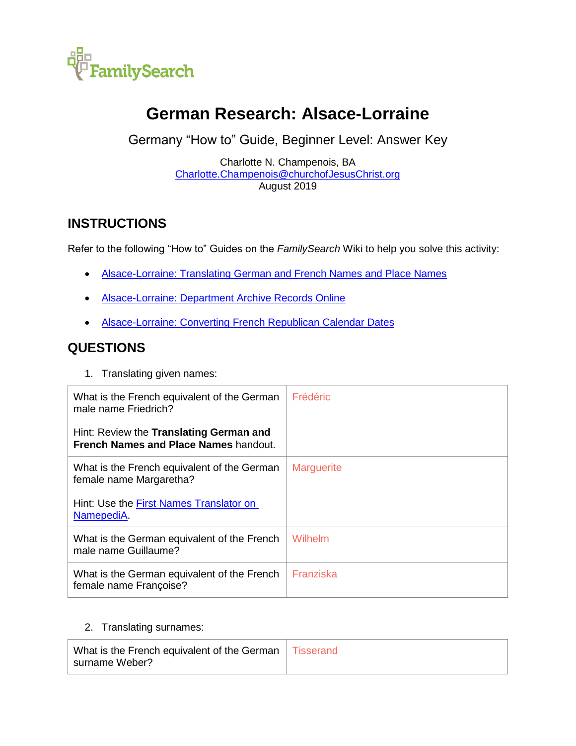FamilySearch

# German Research: Alsace-Lorraine

Germany "How to" Guide, Beginner Level: Answer Key

Charlotte N. Champenois, BA
Charlotte.Champenois@churchofJesusChrist.org
August 2019

## INSTRUCTIONS

Refer to the following "How to" Guides on the *FamilySearch* Wiki to help you solve this activity:

- Alsace-Lorraine: Translating German and French Names and Place Names
- Alsace-Lorraine: Department Archive Records Online
- Alsace-Lorraine: Converting French Republican Calendar Dates

## QUESTIONS

1. Translating given names:

| | |
|---|---|
| What is the French equivalent of the German male name Friedrich?<br><br>Hint: Review the **Translating German and French Names and Place Names** handout. | Frédéric |
| What is the French equivalent of the German female name Margaretha?<br><br>Hint: Use the First Names Translator on NamepediA. | Marguerite |
| What is the German equivalent of the French male name Guillaume? | Wilhelm |
| What is the German equivalent of the French female name Françoise? | Franziska |

2. Translating surnames:

| | |
|---|---|
| What is the French equivalent of the German surname Weber? | Tisserand |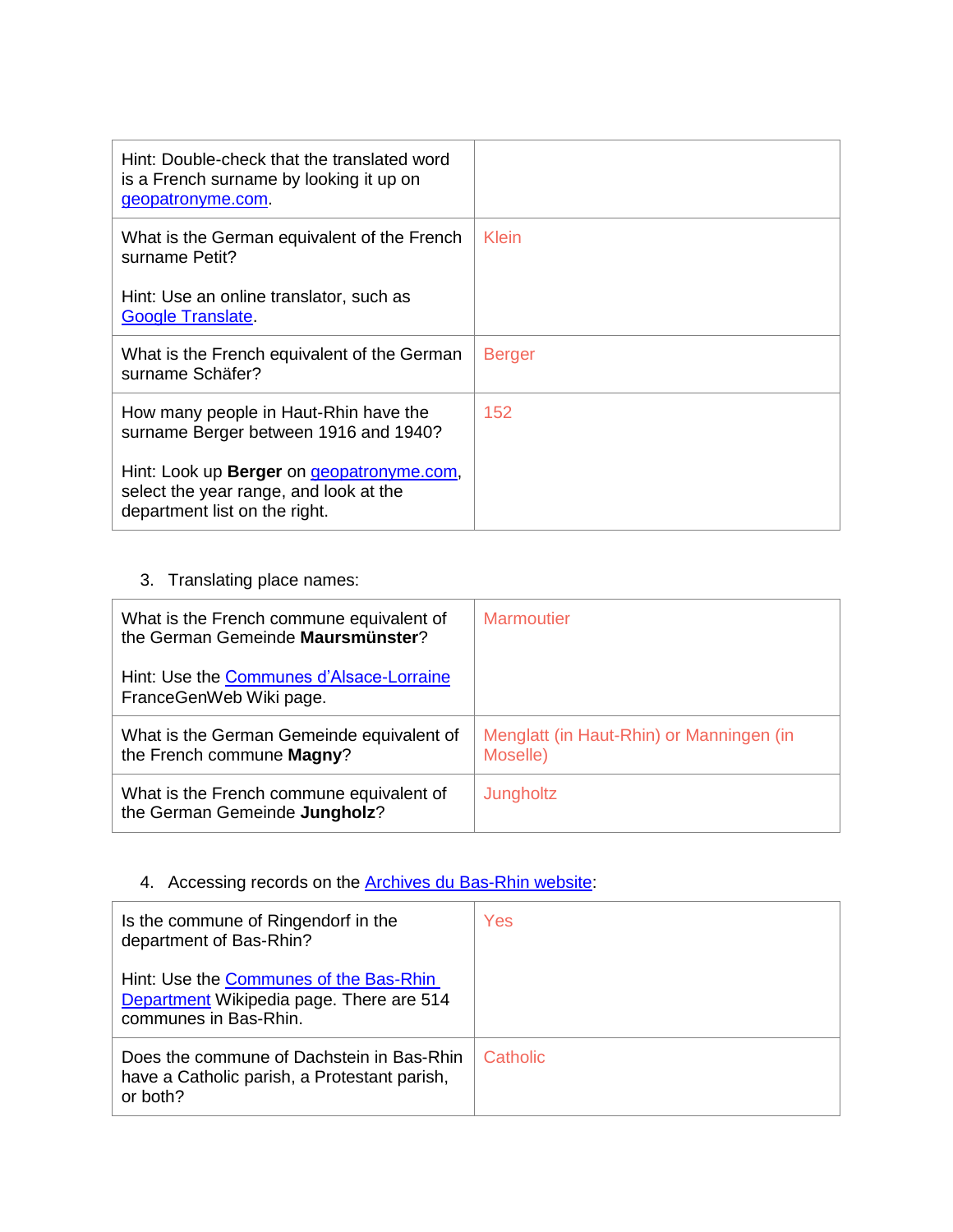| | |
|---|---|
| Hint: Double-check that the translated word is a French surname by looking it up on geopatronyme.com. | |
| What is the German equivalent of the French surname Petit?<br><br>Hint: Use an online translator, such as Google Translate. | Klein |
| What is the French equivalent of the German surname Schäfer? | Berger |
| How many people in Haut-Rhin have the surname Berger between 1916 and 1940?<br><br>Hint: Look up **Berger** on geopatronyme.com, select the year range, and look at the department list on the right. | 152 |

3. Translating place names:

| | |
|---|---|
| What is the French commune equivalent of the German Gemeinde **Maursmünster**?<br><br>Hint: Use the Communes d'Alsace-Lorraine FranceGenWeb Wiki page. | Marmoutier |
| What is the German Gemeinde equivalent of the French commune **Magny**? | Menglatt (in Haut-Rhin) or Manningen (in Moselle) |
| What is the French commune equivalent of the German Gemeinde **Jungholz**? | Jungholtz |

4. Accessing records on the Archives du Bas-Rhin website:

| | |
|---|---|
| Is the commune of Ringendorf in the department of Bas-Rhin?<br><br>Hint: Use the Communes of the Bas-Rhin Department Wikipedia page. There are 514 communes in Bas-Rhin. | Yes |
| Does the commune of Dachstein in Bas-Rhin have a Catholic parish, a Protestant parish, or both? | Catholic |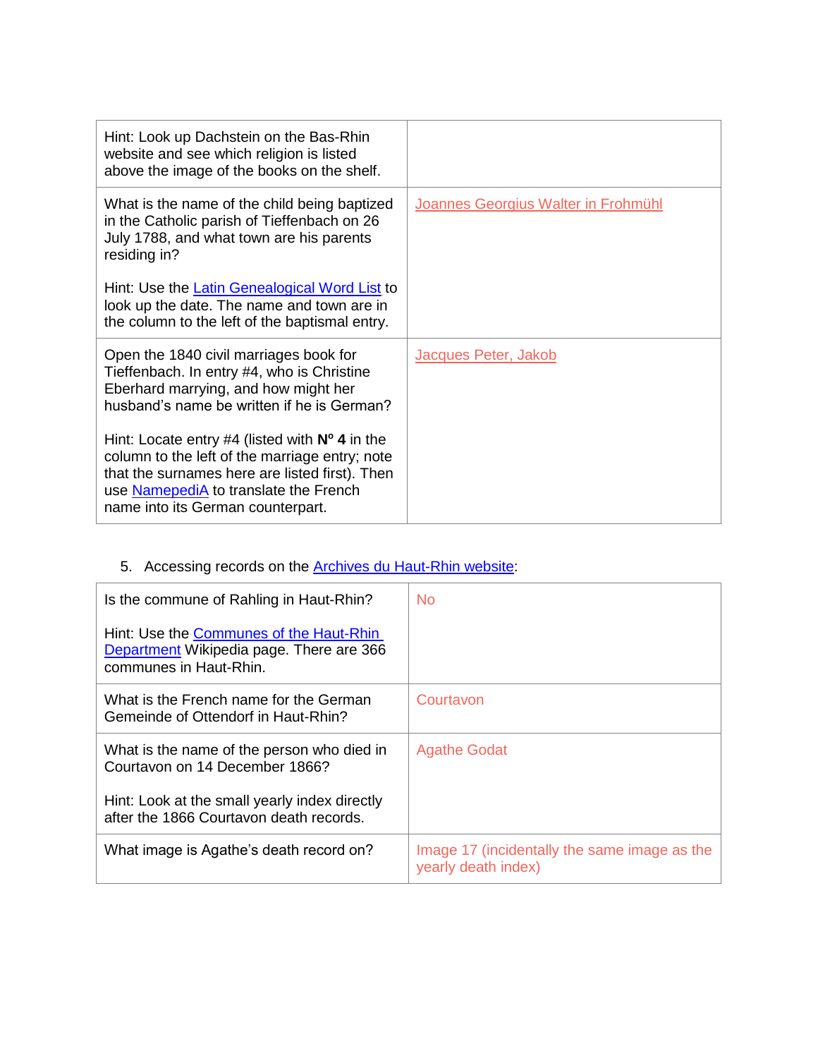| | |
|---|---|
| Hint: Look up Dachstein on the Bas-Rhin website and see which religion is listed above the image of the books on the shelf. | |
| What is the name of the child being baptized in the Catholic parish of Tieffenbach on 26 July 1788, and what town are his parents residing in?<br><br>Hint: Use the Latin Genealogical Word List to look up the date. The name and town are in the column to the left of the baptismal entry. | Joannes Georgius Walter in Frohmühl |
| Open the 1840 civil marriages book for Tieffenbach. In entry #4, who is Christine Eberhard marrying, and how might her husband's name be written if he is German?<br><br>Hint: Locate entry #4 (listed with **Nº 4** in the column to the left of the marriage entry; note that the surnames here are listed first). Then use NamepediA to translate the French name into its German counterpart. | Jacques Peter, Jakob |

5. Accessing records on the Archives du Haut-Rhin website:

| | |
|---|---|
| Is the commune of Rahling in Haut-Rhin?<br><br>Hint: Use the Communes of the Haut-Rhin Department Wikipedia page. There are 366 communes in Haut-Rhin. | No |
| What is the French name for the German Gemeinde of Ottendorf in Haut-Rhin? | Courtavon |
| What is the name of the person who died in Courtavon on 14 December 1866?<br><br>Hint: Look at the small yearly index directly after the 1866 Courtavon death records. | Agathe Godat |
| What image is Agathe's death record on? | Image 17 (incidentally the same image as the yearly death index) |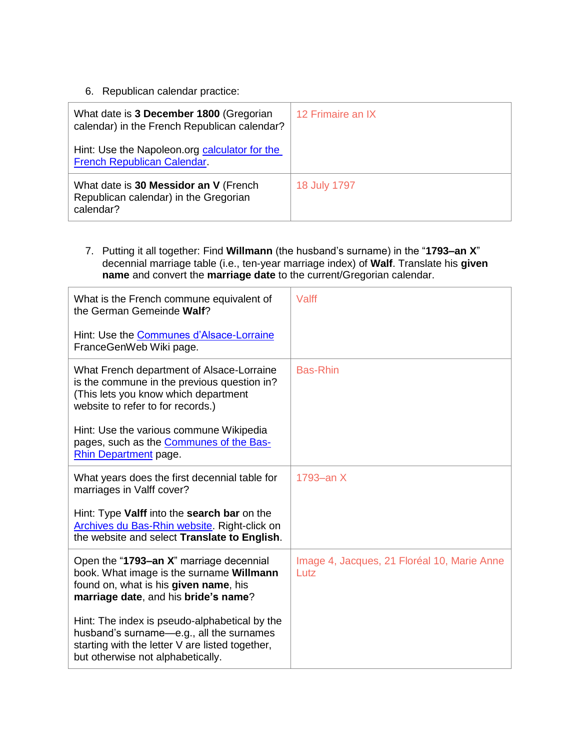6. Republican calendar practice:

| | |
|---|---|
| What date is **3 December 1800** (Gregorian calendar) in the French Republican calendar?<br><br>Hint: Use the Napoleon.org [calculator for the French Republican Calendar](). | 12 Frimaire an IX |
| What date is **30 Messidor an V** (French Republican calendar) in the Gregorian calendar? | 18 July 1797 |

7. Putting it all together: Find **Willmann** (the husband's surname) in the "**1793–an X**" decennial marriage table (i.e., ten-year marriage index) of **Walf**. Translate his **given name** and convert the **marriage date** to the current/Gregorian calendar.

| | |
|---|---|
| What is the French commune equivalent of the German Gemeinde **Walf**?<br><br>Hint: Use the [Communes d'Alsace-Lorraine]() FranceGenWeb Wiki page. | Valff |
| What French department of Alsace-Lorraine is the commune in the previous question in? (This lets you know which department website to refer to for records.)<br><br>Hint: Use the various commune Wikipedia pages, such as the [Communes of the Bas-Rhin Department]() page. | Bas-Rhin |
| What years does the first decennial table for marriages in Valff cover?<br><br>Hint: Type **Valff** into the **search bar** on the [Archives du Bas-Rhin website](). Right-click on the website and select **Translate to English**. | 1793–an X |
| Open the "**1793–an X**" marriage decennial book. What image is the surname **Willmann** found on, what is his **given name**, his **marriage date**, and his **bride's name**?<br><br>Hint: The index is pseudo-alphabetical by the husband's surname—e.g., all the surnames starting with the letter V are listed together, but otherwise not alphabetically. | Image 4, Jacques, 21 Floréal 10, Marie Anne Lutz |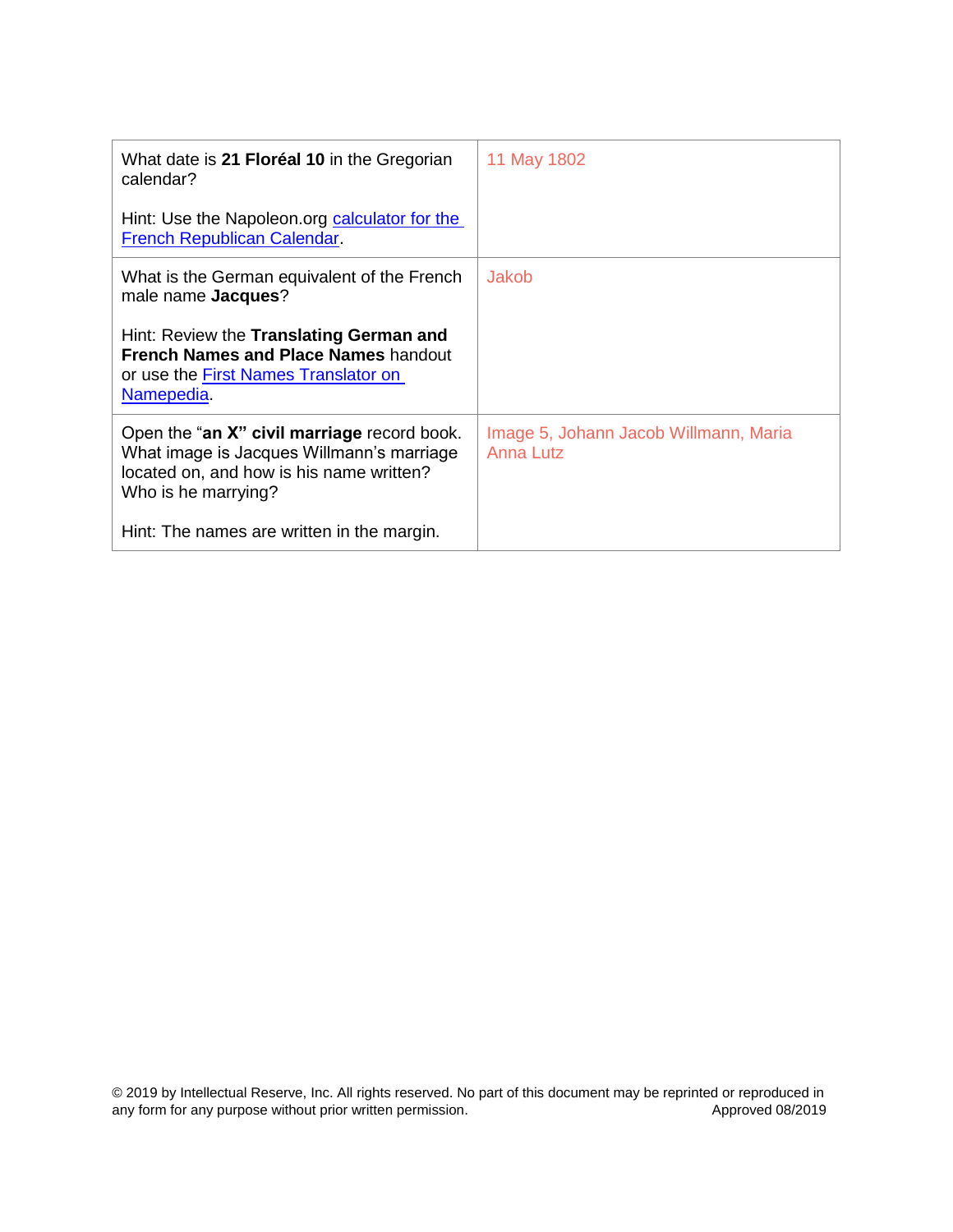| | |
|---|---|
| What date is **21 Floréal 10** in the Gregorian calendar?<br><br>Hint: Use the Napoleon.org [calculator for the French Republican Calendar](). | 11 May 1802 |
| What is the German equivalent of the French male name **Jacques**?<br><br>Hint: Review the **Translating German and French Names and Place Names** handout or use the [First Names Translator on Namepedia](). | Jakob |
| Open the "**an X" civil marriage** record book. What image is Jacques Willmann's marriage located on, and how is his name written? Who is he marrying?<br><br>Hint: The names are written in the margin. | Image 5, Johann Jacob Willmann, Maria Anna Lutz |

© 2019 by Intellectual Reserve, Inc. All rights reserved. No part of this document may be reprinted or reproduced in any form for any purpose without prior written permission. Approved 08/2019